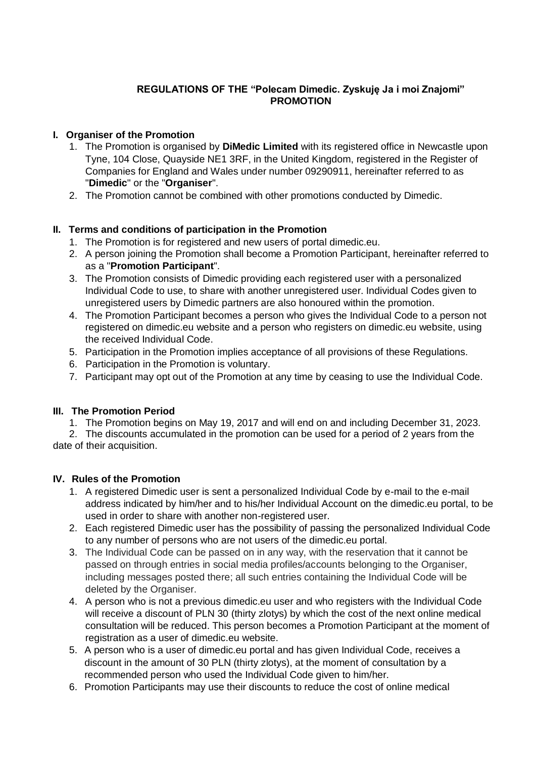# REGULATIONS OF THE "Polecam Dimedic. Zyskuję Ja i moi Znajomi" PROMOTION

## I. Organiser of the Promotion

1. The Promotion is organised by **DiMedic Limited** with its registered office in Newcastle upon Tyne, 104 Close, Quayside NE1 3RF, in the United Kingdom, registered in the Register of Companies for England and Wales under number 09290911, hereinafter referred to as "**Dimedic**" or the "**Organiser**".
2. The Promotion cannot be combined with other promotions conducted by Dimedic.

## II. Terms and conditions of participation in the Promotion

1. The Promotion is for registered and new users of portal dimedic.eu.
2. A person joining the Promotion shall become a Promotion Participant, hereinafter referred to as a "**Promotion Participant**".
3. The Promotion consists of Dimedic providing each registered user with a personalized Individual Code to use, to share with another unregistered user. Individual Codes given to unregistered users by Dimedic partners are also honoured within the promotion.
4. The Promotion Participant becomes a person who gives the Individual Code to a person not registered on dimedic.eu website and a person who registers on dimedic.eu website, using the received Individual Code.
5. Participation in the Promotion implies acceptance of all provisions of these Regulations.
6. Participation in the Promotion is voluntary.
7. Participant may opt out of the Promotion at any time by ceasing to use the Individual Code.

## III. The Promotion Period

1. The Promotion begins on May 19, 2017 and will end on and including December 31, 2023.
2. The discounts accumulated in the promotion can be used for a period of 2 years from the date of their acquisition.

## IV. Rules of the Promotion

1. A registered Dimedic user is sent a personalized Individual Code by e-mail to the e-mail address indicated by him/her and to his/her Individual Account on the dimedic.eu portal, to be used in order to share with another non-registered user.
2. Each registered Dimedic user has the possibility of passing the personalized Individual Code to any number of persons who are not users of the dimedic.eu portal.
3. The Individual Code can be passed on in any way, with the reservation that it cannot be passed on through entries in social media profiles/accounts belonging to the Organiser, including messages posted there; all such entries containing the Individual Code will be deleted by the Organiser.
4. A person who is not a previous dimedic.eu user and who registers with the Individual Code will receive a discount of PLN 30 (thirty zlotys) by which the cost of the next online medical consultation will be reduced. This person becomes a Promotion Participant at the moment of registration as a user of dimedic.eu website.
5. A person who is a user of dimedic.eu portal and has given Individual Code, receives a discount in the amount of 30 PLN (thirty zlotys), at the moment of consultation by a recommended person who used the Individual Code given to him/her.
6. Promotion Participants may use their discounts to reduce the cost of online medical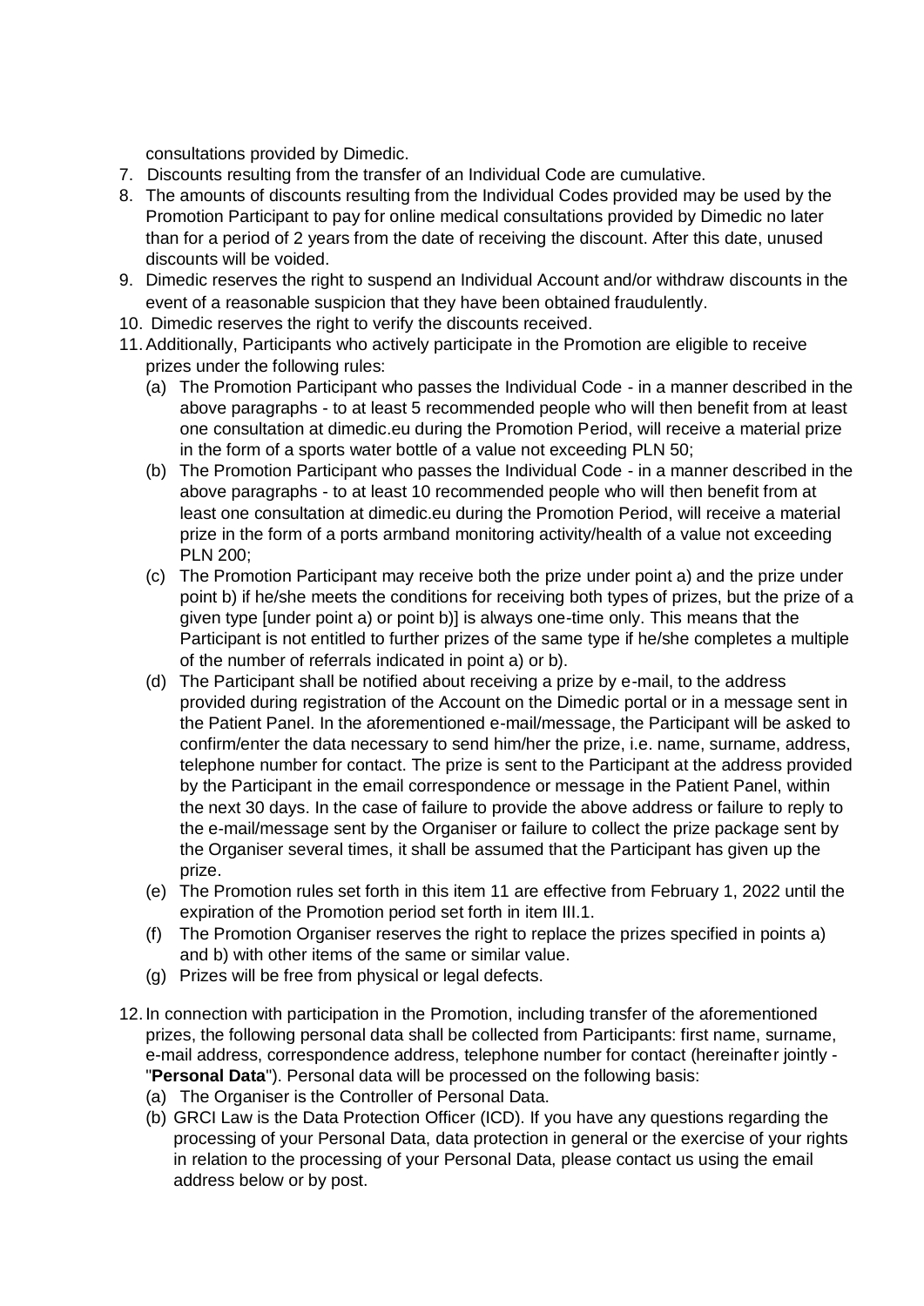consultations provided by Dimedic.

7. Discounts resulting from the transfer of an Individual Code are cumulative.
8. The amounts of discounts resulting from the Individual Codes provided may be used by the Promotion Participant to pay for online medical consultations provided by Dimedic no later than for a period of 2 years from the date of receiving the discount. After this date, unused discounts will be voided.
9. Dimedic reserves the right to suspend an Individual Account and/or withdraw discounts in the event of a reasonable suspicion that they have been obtained fraudulently.
10. Dimedic reserves the right to verify the discounts received.
11. Additionally, Participants who actively participate in the Promotion are eligible to receive prizes under the following rules:
    (a) The Promotion Participant who passes the Individual Code - in a manner described in the above paragraphs - to at least 5 recommended people who will then benefit from at least one consultation at dimedic.eu during the Promotion Period, will receive a material prize in the form of a sports water bottle of a value not exceeding PLN 50;
    (b) The Promotion Participant who passes the Individual Code - in a manner described in the above paragraphs - to at least 10 recommended people who will then benefit from at least one consultation at dimedic.eu during the Promotion Period, will receive a material prize in the form of a ports armband monitoring activity/health of a value not exceeding PLN 200;
    (c) The Promotion Participant may receive both the prize under point a) and the prize under point b) if he/she meets the conditions for receiving both types of prizes, but the prize of a given type [under point a) or point b)] is always one-time only. This means that the Participant is not entitled to further prizes of the same type if he/she completes a multiple of the number of referrals indicated in point a) or b).
    (d) The Participant shall be notified about receiving a prize by e-mail, to the address provided during registration of the Account on the Dimedic portal or in a message sent in the Patient Panel. In the aforementioned e-mail/message, the Participant will be asked to confirm/enter the data necessary to send him/her the prize, i.e. name, surname, address, telephone number for contact. The prize is sent to the Participant at the address provided by the Participant in the email correspondence or message in the Patient Panel, within the next 30 days. In the case of failure to provide the above address or failure to reply to the e-mail/message sent by the Organiser or failure to collect the prize package sent by the Organiser several times, it shall be assumed that the Participant has given up the prize.
    (e) The Promotion rules set forth in this item 11 are effective from February 1, 2022 until the expiration of the Promotion period set forth in item III.1.
    (f) The Promotion Organiser reserves the right to replace the prizes specified in points a) and b) with other items of the same or similar value.
    (g) Prizes will be free from physical or legal defects.
12. In connection with participation in the Promotion, including transfer of the aforementioned prizes, the following personal data shall be collected from Participants: first name, surname, e-mail address, correspondence address, telephone number for contact (hereinafter jointly - "**Personal Data**"). Personal data will be processed on the following basis:
    (a) The Organiser is the Controller of Personal Data.
    (b) GRCI Law is the Data Protection Officer (ICD). If you have any questions regarding the processing of your Personal Data, data protection in general or the exercise of your rights in relation to the processing of your Personal Data, please contact us using the email address below or by post.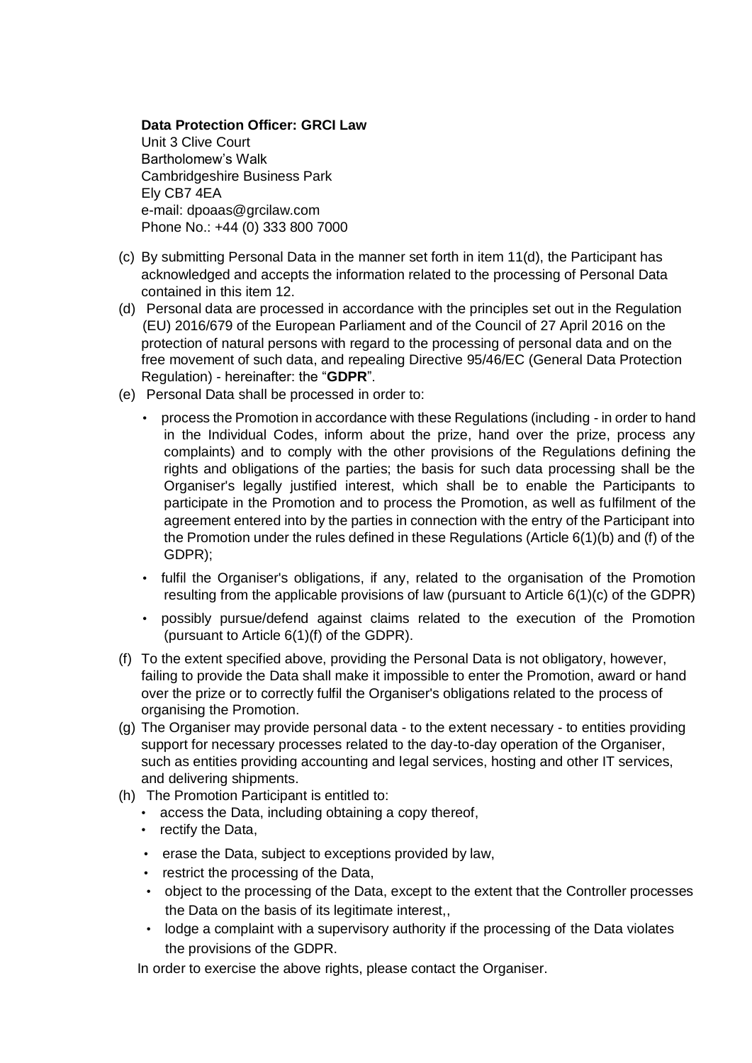**Data Protection Officer: GRCI Law**
Unit 3 Clive Court
Bartholomew's Walk
Cambridgeshire Business Park
Ely CB7 4EA
e-mail: dpoaas@grcilaw.com
Phone No.: +44 (0) 333 800 7000

(c) By submitting Personal Data in the manner set forth in item 11(d), the Participant has acknowledged and accepts the information related to the processing of Personal Data contained in this item 12.

(d) Personal data are processed in accordance with the principles set out in the Regulation (EU) 2016/679 of the European Parliament and of the Council of 27 April 2016 on the protection of natural persons with regard to the processing of personal data and on the free movement of such data, and repealing Directive 95/46/EC (General Data Protection Regulation) - hereinafter: the "**GDPR**".

(e) Personal Data shall be processed in order to:

- process the Promotion in accordance with these Regulations (including - in order to hand in the Individual Codes, inform about the prize, hand over the prize, process any complaints) and to comply with the other provisions of the Regulations defining the rights and obligations of the parties; the basis for such data processing shall be the Organiser's legally justified interest, which shall be to enable the Participants to participate in the Promotion and to process the Promotion, as well as fulfilment of the agreement entered into by the parties in connection with the entry of the Participant into the Promotion under the rules defined in these Regulations (Article 6(1)(b) and (f) of the GDPR);
- fulfil the Organiser's obligations, if any, related to the organisation of the Promotion resulting from the applicable provisions of law (pursuant to Article 6(1)(c) of the GDPR)
- possibly pursue/defend against claims related to the execution of the Promotion (pursuant to Article 6(1)(f) of the GDPR).

(f) To the extent specified above, providing the Personal Data is not obligatory, however, failing to provide the Data shall make it impossible to enter the Promotion, award or hand over the prize or to correctly fulfil the Organiser's obligations related to the process of organising the Promotion.

(g) The Organiser may provide personal data - to the extent necessary - to entities providing support for necessary processes related to the day-to-day operation of the Organiser, such as entities providing accounting and legal services, hosting and other IT services, and delivering shipments.

(h) The Promotion Participant is entitled to:

- access the Data, including obtaining a copy thereof,
- rectify the Data,
- erase the Data, subject to exceptions provided by law,
- restrict the processing of the Data,
- object to the processing of the Data, except to the extent that the Controller processes the Data on the basis of its legitimate interest,,
- lodge a complaint with a supervisory authority if the processing of the Data violates the provisions of the GDPR.

In order to exercise the above rights, please contact the Organiser.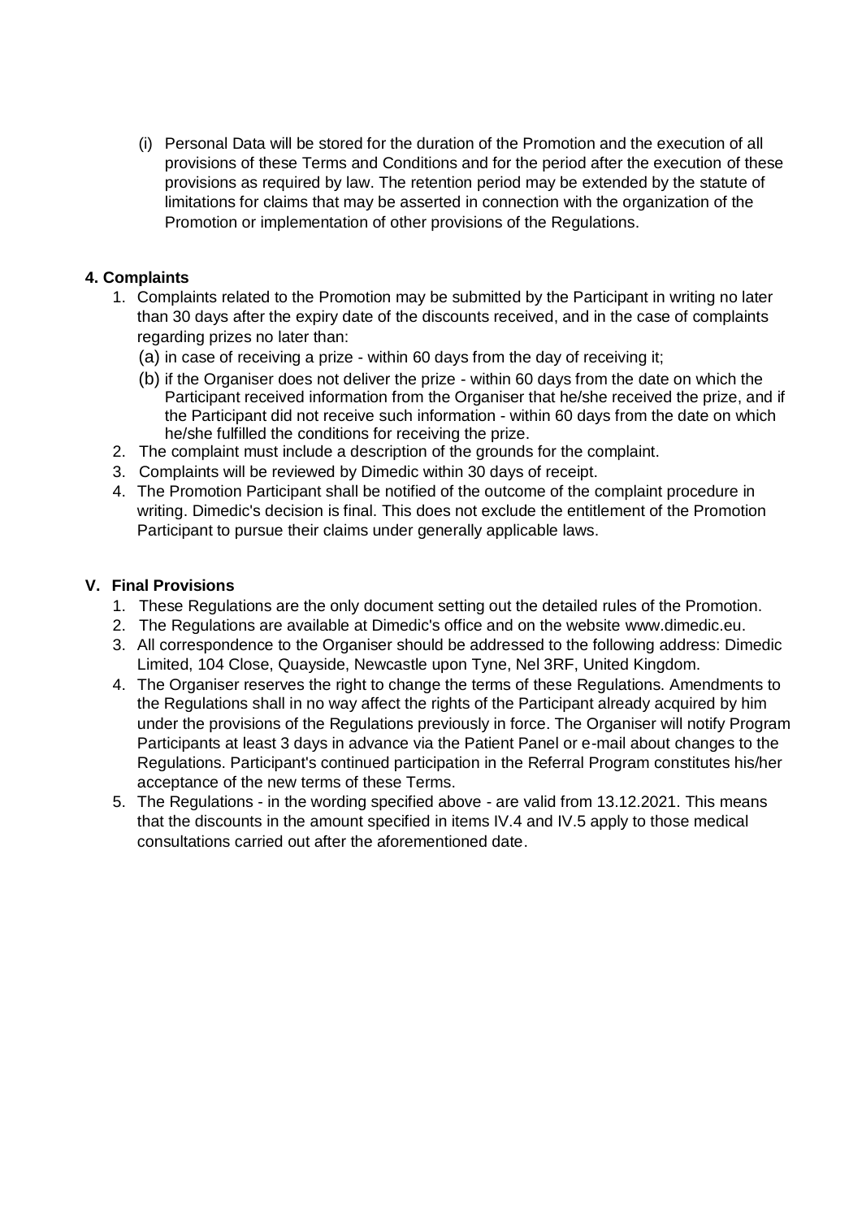(i) Personal Data will be stored for the duration of the Promotion and the execution of all provisions of these Terms and Conditions and for the period after the execution of these provisions as required by law. The retention period may be extended by the statute of limitations for claims that may be asserted in connection with the organization of the Promotion or implementation of other provisions of the Regulations.

### 4. Complaints

1. Complaints related to the Promotion may be submitted by the Participant in writing no later than 30 days after the expiry date of the discounts received, and in the case of complaints regarding prizes no later than:
   (a) in case of receiving a prize - within 60 days from the day of receiving it;
   (b) if the Organiser does not deliver the prize - within 60 days from the date on which the Participant received information from the Organiser that he/she received the prize, and if the Participant did not receive such information - within 60 days from the date on which he/she fulfilled the conditions for receiving the prize.
2. The complaint must include a description of the grounds for the complaint.
3. Complaints will be reviewed by Dimedic within 30 days of receipt.
4. The Promotion Participant shall be notified of the outcome of the complaint procedure in writing. Dimedic's decision is final. This does not exclude the entitlement of the Promotion Participant to pursue their claims under generally applicable laws.

### V. Final Provisions

1. These Regulations are the only document setting out the detailed rules of the Promotion.
2. The Regulations are available at Dimedic's office and on the website www.dimedic.eu.
3. All correspondence to the Organiser should be addressed to the following address: Dimedic Limited, 104 Close, Quayside, Newcastle upon Tyne, Nel 3RF, United Kingdom.
4. The Organiser reserves the right to change the terms of these Regulations. Amendments to the Regulations shall in no way affect the rights of the Participant already acquired by him under the provisions of the Regulations previously in force. The Organiser will notify Program Participants at least 3 days in advance via the Patient Panel or e-mail about changes to the Regulations. Participant's continued participation in the Referral Program constitutes his/her acceptance of the new terms of these Terms.
5. The Regulations - in the wording specified above - are valid from 13.12.2021. This means that the discounts in the amount specified in items IV.4 and IV.5 apply to those medical consultations carried out after the aforementioned date.